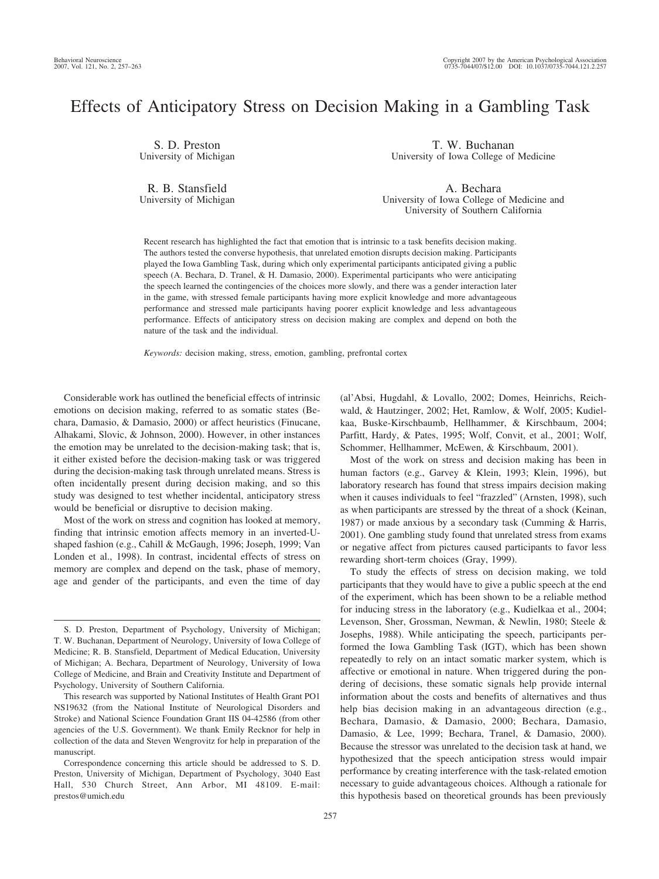# Effects of Anticipatory Stress on Decision Making in a Gambling Task

S. D. Preston
University of Michigan

T. W. Buchanan
University of Iowa College of Medicine

R. B. Stansfield
University of Michigan

A. Bechara
University of Iowa College of Medicine and
University of Southern California

Recent research has highlighted the fact that emotion that is intrinsic to a task benefits decision making. The authors tested the converse hypothesis, that unrelated emotion disrupts decision making. Participants played the Iowa Gambling Task, during which only experimental participants anticipated giving a public speech (A. Bechara, D. Tranel, & H. Damasio, 2000). Experimental participants who were anticipating the speech learned the contingencies of the choices more slowly, and there was a gender interaction later in the game, with stressed female participants having more explicit knowledge and more advantageous performance and stressed male participants having poorer explicit knowledge and less advantageous performance. Effects of anticipatory stress on decision making are complex and depend on both the nature of the task and the individual.

*Keywords:* decision making, stress, emotion, gambling, prefrontal cortex

Considerable work has outlined the beneficial effects of intrinsic emotions on decision making, referred to as somatic states (Bechara, Damasio, & Damasio, 2000) or affect heuristics (Finucane, Alhakami, Slovic, & Johnson, 2000). However, in other instances the emotion may be unrelated to the decision-making task; that is, it either existed before the decision-making task or was triggered during the decision-making task through unrelated means. Stress is often incidentally present during decision making, and so this study was designed to test whether incidental, anticipatory stress would be beneficial or disruptive to decision making.

Most of the work on stress and cognition has looked at memory, finding that intrinsic emotion affects memory in an inverted-U-shaped fashion (e.g., Cahill & McGaugh, 1996; Joseph, 1999; Van Londen et al., 1998). In contrast, incidental effects of stress on memory are complex and depend on the task, phase of memory, age and gender of the participants, and even the time of day (al'Absi, Hugdahl, & Lovallo, 2002; Domes, Heinrichs, Reichwald, & Hautzinger, 2002; Het, Ramlow, & Wolf, 2005; Kudielkaa, Buske-Kirschbaumb, Hellhammer, & Kirschbaum, 2004; Parfitt, Hardy, & Pates, 1995; Wolf, Convit, et al., 2001; Wolf, Schommer, Hellhammer, McEwen, & Kirschbaum, 2001).

Most of the work on stress and decision making has been in human factors (e.g., Garvey & Klein, 1993; Klein, 1996), but laboratory research has found that stress impairs decision making when it causes individuals to feel "frazzled" (Arnsten, 1998), such as when participants are stressed by the threat of a shock (Keinan, 1987) or made anxious by a secondary task (Cumming & Harris, 2001). One gambling study found that unrelated stress from exams or negative affect from pictures caused participants to favor less rewarding short-term choices (Gray, 1999).

To study the effects of stress on decision making, we told participants that they would have to give a public speech at the end of the experiment, which has been shown to be a reliable method for inducing stress in the laboratory (e.g., Kudielkaa et al., 2004; Levenson, Sher, Grossman, Newman, & Newlin, 1980; Steele & Josephs, 1988). While anticipating the speech, participants performed the Iowa Gambling Task (IGT), which has been shown repeatedly to rely on an intact somatic marker system, which is affective or emotional in nature. When triggered during the pondering of decisions, these somatic signals help provide internal information about the costs and benefits of alternatives and thus help bias decision making in an advantageous direction (e.g., Bechara, Damasio, & Damasio, 2000; Bechara, Damasio, Damasio, & Lee, 1999; Bechara, Tranel, & Damasio, 2000). Because the stressor was unrelated to the decision task at hand, we hypothesized that the speech anticipation stress would impair performance by creating interference with the task-related emotion necessary to guide advantageous choices. Although a rationale for this hypothesis based on theoretical grounds has been previously

---

S. D. Preston, Department of Psychology, University of Michigan; T. W. Buchanan, Department of Neurology, University of Iowa College of Medicine; R. B. Stansfield, Department of Medical Education, University of Michigan; A. Bechara, Department of Neurology, University of Iowa College of Medicine, and Brain and Creativity Institute and Department of Psychology, University of Southern California.

This research was supported by National Institutes of Health Grant PO1 NS19632 (from the National Institute of Neurological Disorders and Stroke) and National Science Foundation Grant IIS 04-42586 (from other agencies of the U.S. Government). We thank Emily Recknor for help in collection of the data and Steven Wengrovitz for help in preparation of the manuscript.

Correspondence concerning this article should be addressed to S. D. Preston, University of Michigan, Department of Psychology, 3040 East Hall, 530 Church Street, Ann Arbor, MI 48109. E-mail: prestos@umich.edu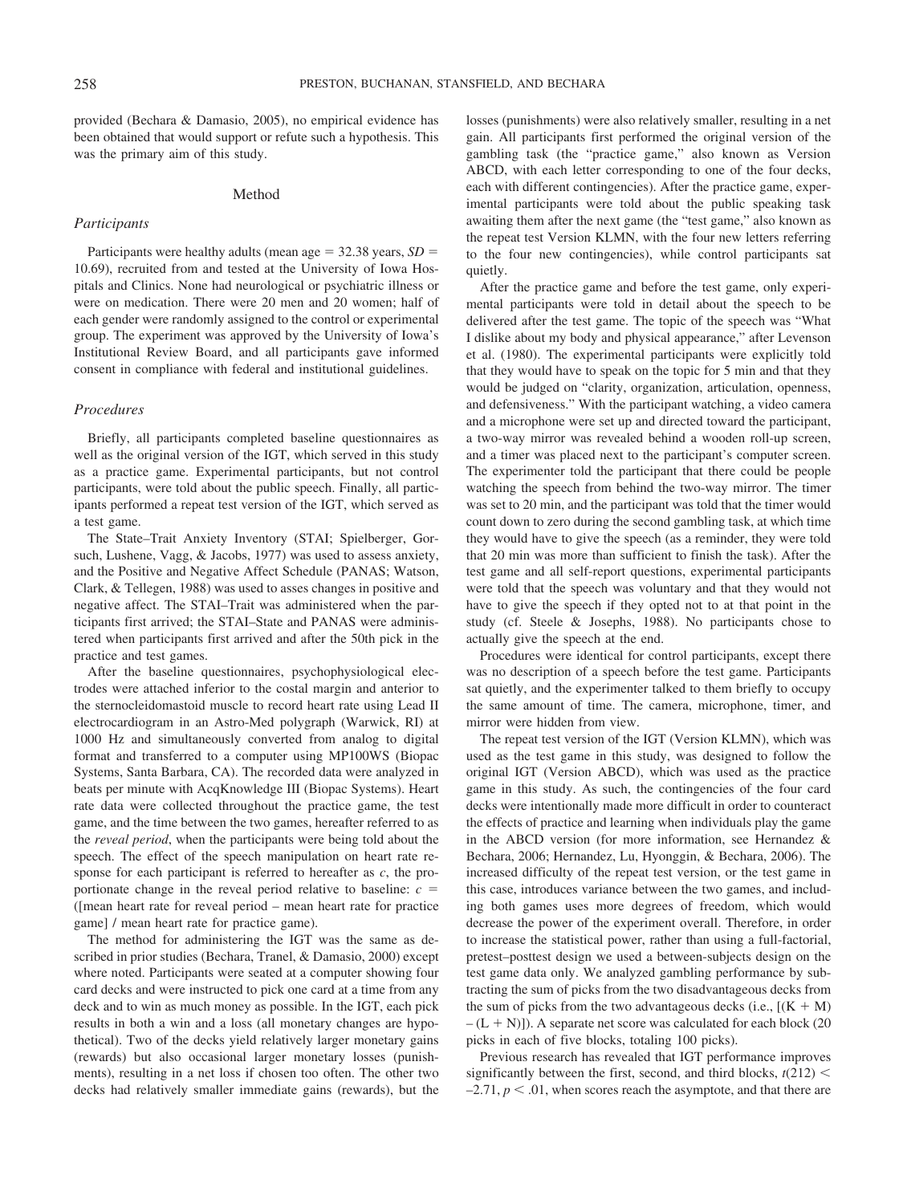provided (Bechara & Damasio, 2005), no empirical evidence has been obtained that would support or refute such a hypothesis. This was the primary aim of this study.

## Method

### Participants

Participants were healthy adults (mean age = 32.38 years, *SD* = 10.69), recruited from and tested at the University of Iowa Hospitals and Clinics. None had neurological or psychiatric illness or were on medication. There were 20 men and 20 women; half of each gender were randomly assigned to the control or experimental group. The experiment was approved by the University of Iowa's Institutional Review Board, and all participants gave informed consent in compliance with federal and institutional guidelines.

### Procedures

Briefly, all participants completed baseline questionnaires as well as the original version of the IGT, which served in this study as a practice game. Experimental participants, but not control participants, were told about the public speech. Finally, all participants performed a repeat test version of the IGT, which served as a test game.

The State–Trait Anxiety Inventory (STAI; Spielberger, Gorsuch, Lushene, Vagg, & Jacobs, 1977) was used to assess anxiety, and the Positive and Negative Affect Schedule (PANAS; Watson, Clark, & Tellegen, 1988) was used to asses changes in positive and negative affect. The STAI–Trait was administered when the participants first arrived; the STAI–State and PANAS were administered when participants first arrived and after the 50th pick in the practice and test games.

After the baseline questionnaires, psychophysiological electrodes were attached inferior to the costal margin and anterior to the sternocleidomastoid muscle to record heart rate using Lead II electrocardiogram in an Astro-Med polygraph (Warwick, RI) at 1000 Hz and simultaneously converted from analog to digital format and transferred to a computer using MP100WS (Biopac Systems, Santa Barbara, CA). The recorded data were analyzed in beats per minute with AcqKnowledge III (Biopac Systems). Heart rate data were collected throughout the practice game, the test game, and the time between the two games, hereafter referred to as the *reveal period*, when the participants were being told about the speech. The effect of the speech manipulation on heart rate response for each participant is referred to hereafter as *c*, the proportionate change in the reveal period relative to baseline: $c$ = ([mean heart rate for reveal period – mean heart rate for practice game] / mean heart rate for practice game).

The method for administering the IGT was the same as described in prior studies (Bechara, Tranel, & Damasio, 2000) except where noted. Participants were seated at a computer showing four card decks and were instructed to pick one card at a time from any deck and to win as much money as possible. In the IGT, each pick results in both a win and a loss (all monetary changes are hypothetical). Two of the decks yield relatively larger monetary gains (rewards) but also occasional larger monetary losses (punishments), resulting in a net loss if chosen too often. The other two decks had relatively smaller immediate gains (rewards), but the losses (punishments) were also relatively smaller, resulting in a net gain. All participants first performed the original version of the gambling task (the "practice game," also known as Version ABCD, with each letter corresponding to one of the four decks, each with different contingencies). After the practice game, experimental participants were told about the public speaking task awaiting them after the next game (the "test game," also known as the repeat test Version KLMN, with the four new letters referring to the four new contingencies), while control participants sat quietly.

After the practice game and before the test game, only experimental participants were told in detail about the speech to be delivered after the test game. The topic of the speech was "What I dislike about my body and physical appearance," after Levenson et al. (1980). The experimental participants were explicitly told that they would have to speak on the topic for 5 min and that they would be judged on "clarity, organization, articulation, openness, and defensiveness." With the participant watching, a video camera and a microphone were set up and directed toward the participant, a two-way mirror was revealed behind a wooden roll-up screen, and a timer was placed next to the participant's computer screen. The experimenter told the participant that there could be people watching the speech from behind the two-way mirror. The timer was set to 20 min, and the participant was told that the timer would count down to zero during the second gambling task, at which time they would have to give the speech (as a reminder, they were told that 20 min was more than sufficient to finish the task). After the test game and all self-report questions, experimental participants were told that the speech was voluntary and that they would not have to give the speech if they opted not to at that point in the study (cf. Steele & Josephs, 1988). No participants chose to actually give the speech at the end.

Procedures were identical for control participants, except there was no description of a speech before the test game. Participants sat quietly, and the experimenter talked to them briefly to occupy the same amount of time. The camera, microphone, timer, and mirror were hidden from view.

The repeat test version of the IGT (Version KLMN), which was used as the test game in this study, was designed to follow the original IGT (Version ABCD), which was used as the practice game in this study. As such, the contingencies of the four card decks were intentionally made more difficult in order to counteract the effects of practice and learning when individuals play the game in the ABCD version (for more information, see Hernandez & Bechara, 2006; Hernandez, Lu, Hyonggin, & Bechara, 2006). The increased difficulty of the repeat test version, or the test game in this case, introduces variance between the two games, and including both games uses more degrees of freedom, which would decrease the power of the experiment overall. Therefore, in order to increase the statistical power, rather than using a full-factorial, pretest–posttest design we used a between-subjects design on the test game data only. We analyzed gambling performance by subtracting the sum of picks from the two disadvantageous decks from the sum of picks from the two advantageous decks (i.e., $[(K + M) - (L + N)]$). A separate net score was calculated for each block (20 picks in each of five blocks, totaling 100 picks).

Previous research has revealed that IGT performance improves significantly between the first, second, and third blocks, $t(212) < -2.71$, $p < .01$, when scores reach the asymptote, and that there are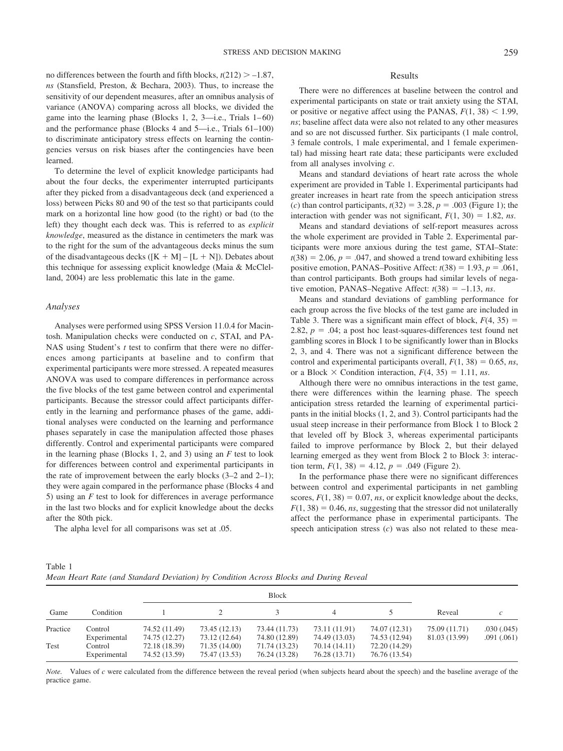no differences between the fourth and fifth blocks, $t(212) > -1.87$, *ns* (Stansfield, Preston, & Bechara, 2003). Thus, to increase the sensitivity of our dependent measures, after an omnibus analysis of variance (ANOVA) comparing across all blocks, we divided the game into the learning phase (Blocks 1, 2, 3—i.e., Trials 1–60) and the performance phase (Blocks 4 and 5—i.e., Trials 61–100) to discriminate anticipatory stress effects on learning the contingencies versus on risk biases after the contingencies have been learned.

To determine the level of explicit knowledge participants had about the four decks, the experimenter interrupted participants after they picked from a disadvantageous deck (and experienced a loss) between Picks 80 and 90 of the test so that participants could mark on a horizontal line how good (to the right) or bad (to the left) they thought each deck was. This is referred to as *explicit knowledge*, measured as the distance in centimeters the mark was to the right for the sum of the advantageous decks minus the sum of the disadvantageous decks ([K + M] – [L + N]). Debates about this technique for assessing explicit knowledge (Maia & McClelland, 2004) are less problematic this late in the game.

### Analyses

Analyses were performed using SPSS Version 11.0.4 for Macintosh. Manipulation checks were conducted on *c*, STAI, and PANAS using Student's *t* test to confirm that there were no differences among participants at baseline and to confirm that experimental participants were more stressed. A repeated measures ANOVA was used to compare differences in performance across the five blocks of the test game between control and experimental participants. Because the stressor could affect participants differently in the learning and performance phases of the game, additional analyses were conducted on the learning and performance phases separately in case the manipulation affected those phases differently. Control and experimental participants were compared in the learning phase (Blocks 1, 2, and 3) using an *F* test to look for differences between control and experimental participants in the rate of improvement between the early blocks (3–2 and 2–1); they were again compared in the performance phase (Blocks 4 and 5) using an *F* test to look for differences in average performance in the last two blocks and for explicit knowledge about the decks after the 80th pick.

The alpha level for all comparisons was set at .05.

## Results

There were no differences at baseline between the control and experimental participants on state or trait anxiety using the STAI, or positive or negative affect using the PANAS, $F(1, 38) < 1.99$, *ns*; baseline affect data were also not related to any other measures and so are not discussed further. Six participants (1 male control, 3 female controls, 1 male experimental, and 1 female experimental) had missing heart rate data; these participants were excluded from all analyses involving *c*.

Means and standard deviations of heart rate across the whole experiment are provided in Table 1. Experimental participants had greater increases in heart rate from the speech anticipation stress (*c*) than control participants, $t(32) = 3.28$, $p = .003$ (Figure 1); the interaction with gender was not significant, $F(1, 30) = 1.82$, *ns*.

Means and standard deviations of self-report measures across the whole experiment are provided in Table 2. Experimental participants were more anxious during the test game, STAI–State: $t(38) = 2.06$, $p = .047$, and showed a trend toward exhibiting less positive emotion, PANAS–Positive Affect: $t(38) = 1.93$, $p = .061$, than control participants. Both groups had similar levels of negative emotion, PANAS–Negative Affect: $t(38) = -1.13$, *ns*.

Means and standard deviations of gambling performance for each group across the five blocks of the test game are included in Table 3. There was a significant main effect of block, $F(4, 35) = 2.82$, $p = .04$; a post hoc least-squares-differences test found net gambling scores in Block 1 to be significantly lower than in Blocks 2, 3, and 4. There was not a significant difference between the control and experimental participants overall, $F(1, 38) = 0.65$, *ns*, or a Block × Condition interaction, $F(4, 35) = 1.11$, *ns*.

Although there were no omnibus interactions in the test game, there were differences within the learning phase. The speech anticipation stress retarded the learning of experimental participants in the initial blocks (1, 2, and 3). Control participants had the usual steep increase in their performance from Block 1 to Block 2 that leveled off by Block 3, whereas experimental participants failed to improve performance by Block 2, but their delayed learning emerged as they went from Block 2 to Block 3: interaction term, $F(1, 38) = 4.12$, $p = .049$ (Figure 2).

In the performance phase there were no significant differences between control and experimental participants in net gambling scores, $F(1, 38) = 0.07$, *ns*, or explicit knowledge about the decks, $F(1, 38) = 0.46$, *ns*, suggesting that the stressor did not unilaterally affect the performance phase in experimental participants. The speech anticipation stress (*c*) was also not related to these mea-

Table 1
*Mean Heart Rate (and Standard Deviation) by Condition Across Blocks and During Reveal*

| Game | Condition | Block | | | | | Reveal | *c* |
|---|---|---|---|---|---|---|---|---|
| | | 1 | 2 | 3 | 4 | 5 | | |
| Practice | Control | 74.52 (11.49) | 73.45 (12.13) | 73.44 (11.73) | 73.11 (11.91) | 74.07 (12.31) | 75.09 (11.71) | .030 (.045) |
| | Experimental | 74.75 (12.27) | 73.12 (12.64) | 74.80 (12.89) | 74.49 (13.03) | 74.53 (12.94) | 81.03 (13.99) | .091 (.061) |
| Test | Control | 72.18 (18.39) | 71.35 (14.00) | 71.74 (13.23) | 70.14 (14.11) | 72.20 (14.29) | | |
| | Experimental | 74.52 (13.59) | 75.47 (13.53) | 76.24 (13.28) | 76.28 (13.71) | 76.76 (13.54) | | |

*Note.* Values of *c* were calculated from the difference between the reveal period (when subjects heard about the speech) and the baseline average of the practice game.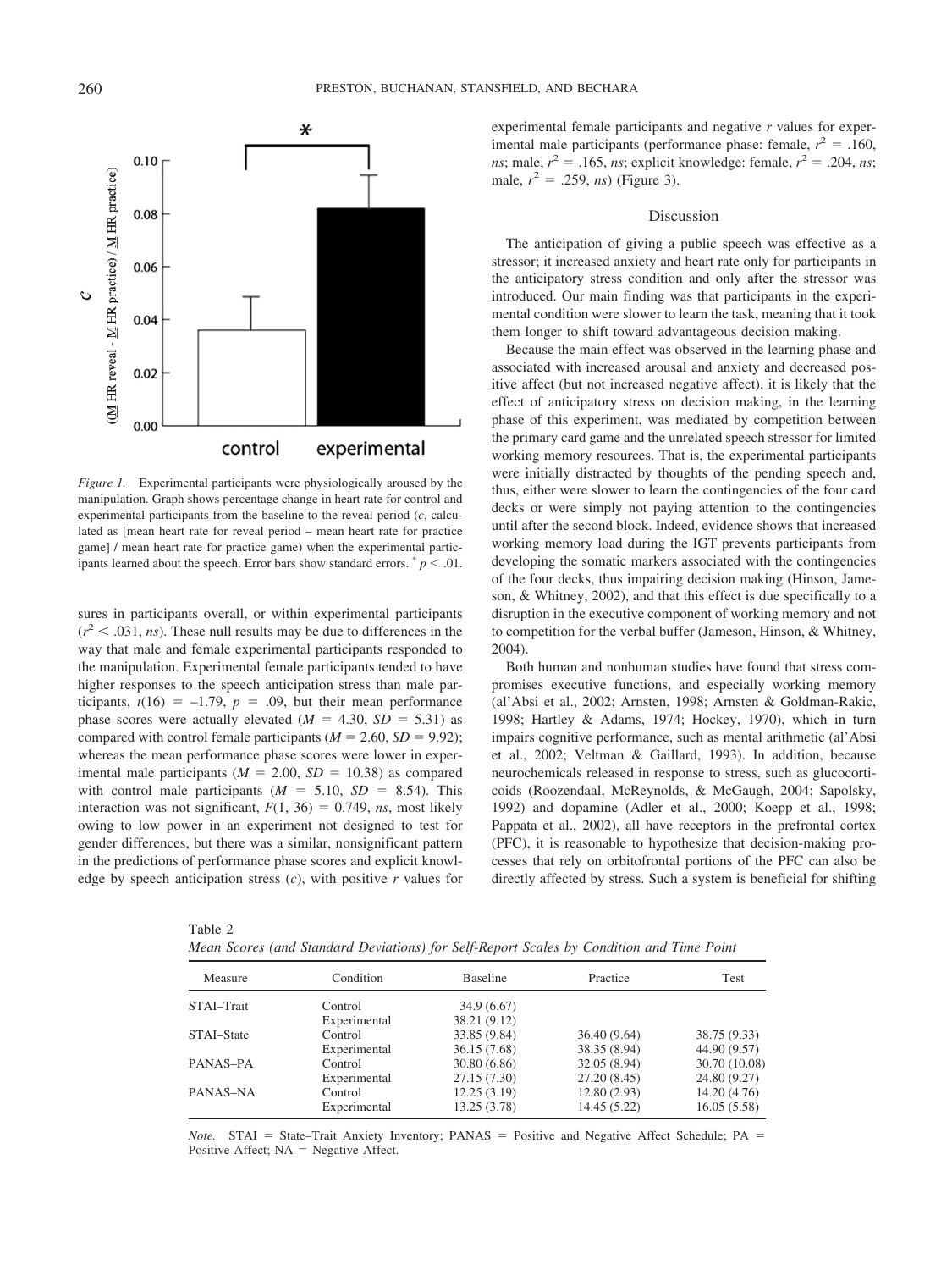*Figure 1.* Experimental participants were physiologically aroused by the manipulation. Graph shows percentage change in heart rate for control and experimental participants from the baseline to the reveal period ($c$, calculated as [mean heart rate for reveal period – mean heart rate for practice game] / mean heart rate for practice game) when the experimental participants learned about the speech. Error bars show standard errors. * $p < .01$.

sures in participants overall, or within experimental participants ($r^2 < .031$, *ns*). These null results may be due to differences in the way that male and female experimental participants responded to the manipulation. Experimental female participants tended to have higher responses to the speech anticipation stress than male participants, $t(16) = -1.79$, $p = .09$, but their mean performance phase scores were actually elevated ($M = 4.30$, $SD = 5.31$) as compared with control female participants ($M = 2.60$, $SD = 9.92$); whereas the mean performance phase scores were lower in experimental male participants ($M = 2.00$, $SD = 10.38$) as compared with control male participants ($M = 5.10$, $SD = 8.54$). This interaction was not significant, $F(1, 36) = 0.749$, *ns*, most likely owing to low power in an experiment not designed to test for gender differences, but there was a similar, nonsignificant pattern in the predictions of performance phase scores and explicit knowledge by speech anticipation stress ($c$), with positive $r$ values for experimental female participants and negative $r$ values for experimental male participants (performance phase: female, $r^2 = .160$, *ns*; male, $r^2 = .165$, *ns*; explicit knowledge: female, $r^2 = .204$, *ns*; male, $r^2 = .259$, *ns*) (Figure 3).

## Discussion

The anticipation of giving a public speech was effective as a stressor; it increased anxiety and heart rate only for participants in the anticipatory stress condition and only after the stressor was introduced. Our main finding was that participants in the experimental condition were slower to learn the task, meaning that it took them longer to shift toward advantageous decision making.

Because the main effect was observed in the learning phase and associated with increased arousal and anxiety and decreased positive affect (but not increased negative affect), it is likely that the effect of anticipatory stress on decision making, in the learning phase of this experiment, was mediated by competition between the primary card game and the unrelated speech stressor for limited working memory resources. That is, the experimental participants were initially distracted by thoughts of the pending speech and, thus, either were slower to learn the contingencies of the four card decks or were simply not paying attention to the contingencies until after the second block. Indeed, evidence shows that increased working memory load during the IGT prevents participants from developing the somatic markers associated with the contingencies of the four decks, thus impairing decision making (Hinson, Jameson, & Whitney, 2002), and that this effect is due specifically to a disruption in the executive component of working memory and not to competition for the verbal buffer (Jameson, Hinson, & Whitney, 2004).

Both human and nonhuman studies have found that stress compromises executive functions, and especially working memory (al'Absi et al., 2002; Arnsten, 1998; Arnsten & Goldman-Rakic, 1998; Hartley & Adams, 1974; Hockey, 1970), which in turn impairs cognitive performance, such as mental arithmetic (al'Absi et al., 2002; Veltman & Gaillard, 1993). In addition, because neurochemicals released in response to stress, such as glucocorticoids (Roozendaal, McReynolds, & McGaugh, 2004; Sapolsky, 1992) and dopamine (Adler et al., 2000; Koepp et al., 1998; Pappata et al., 2002), all have receptors in the prefrontal cortex (PFC), it is reasonable to hypothesize that decision-making processes that rely on orbitofrontal portions of the PFC can also be directly affected by stress. Such a system is beneficial for shifting

Table 2
*Mean Scores (and Standard Deviations) for Self-Report Scales by Condition and Time Point*

| Measure | Condition | Baseline | Practice | Test |
|---|---|---|---|---|
| STAI–Trait | Control | 34.9 (6.67) | | |
| | Experimental | 38.21 (9.12) | | |
| STAI–State | Control | 33.85 (9.84) | 36.40 (9.64) | 38.75 (9.33) |
| | Experimental | 36.15 (7.68) | 38.35 (8.94) | 44.90 (9.57) |
| PANAS–PA | Control | 30.80 (6.86) | 32.05 (8.94) | 30.70 (10.08) |
| | Experimental | 27.15 (7.30) | 27.20 (8.45) | 24.80 (9.27) |
| PANAS–NA | Control | 12.25 (3.19) | 12.80 (2.93) | 14.20 (4.76) |
| | Experimental | 13.25 (3.78) | 14.45 (5.22) | 16.05 (5.58) |

*Note.* STAI = State–Trait Anxiety Inventory; PANAS = Positive and Negative Affect Schedule; PA = Positive Affect; NA = Negative Affect.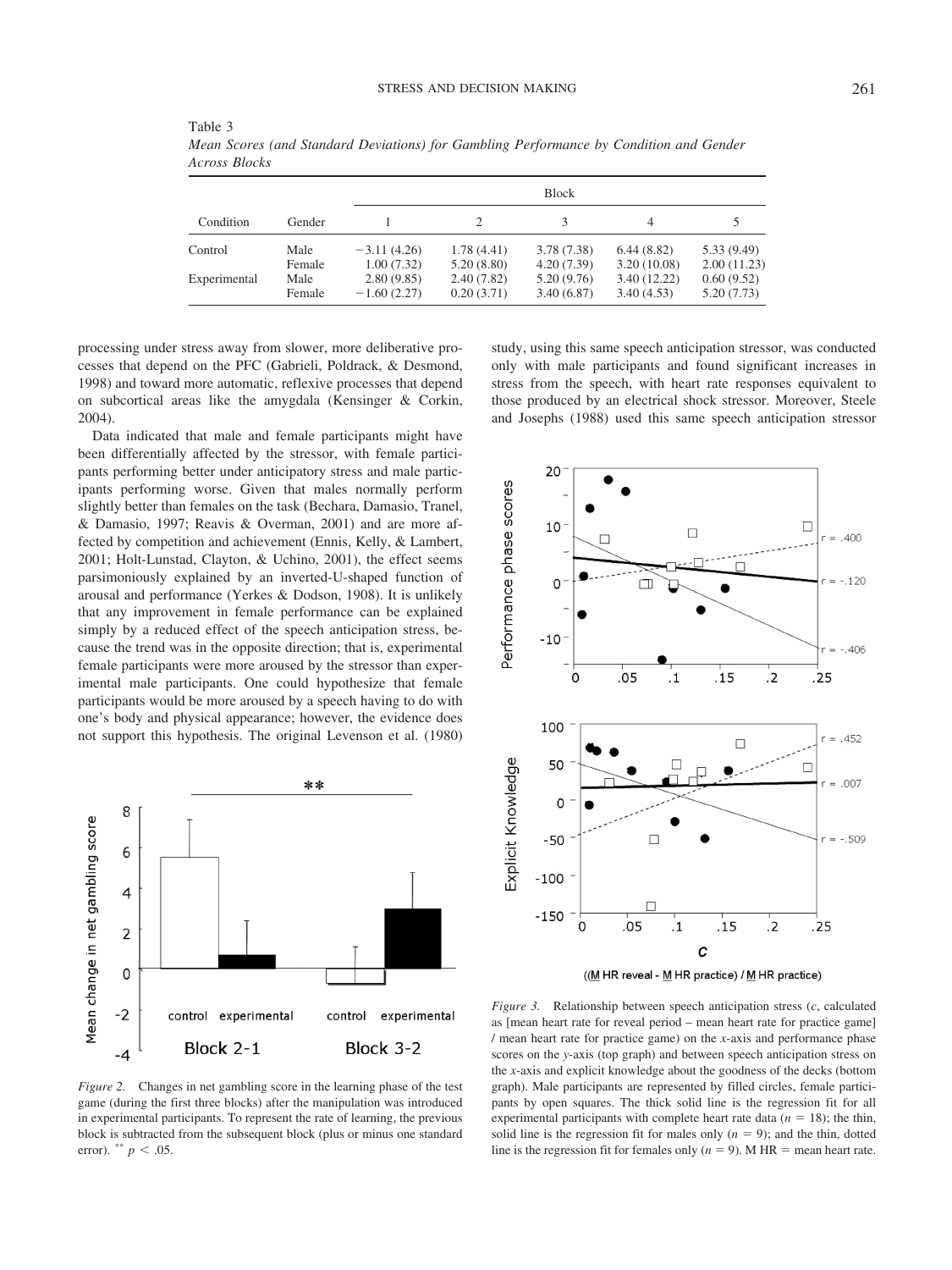Table 3
*Mean Scores (and Standard Deviations) for Gambling Performance by Condition and Gender Across Blocks*

| Condition | Gender | Block 1 | Block 2 | Block 3 | Block 4 | Block 5 |
|---|---|---|---|---|---|---|
| Control | Male | −3.11 (4.26) | 1.78 (4.41) | 3.78 (7.38) | 6.44 (8.82) | 5.33 (9.49) |
| | Female | 1.00 (7.32) | 5.20 (8.80) | 4.20 (7.39) | 3.20 (10.08) | 2.00 (11.23) |
| Experimental | Male | 2.80 (9.85) | 2.40 (7.82) | 5.20 (9.76) | 3.40 (12.22) | 0.60 (9.52) |
| | Female | −1.60 (2.27) | 0.20 (3.71) | 3.40 (6.87) | 3.40 (4.53) | 5.20 (7.73) |

processing under stress away from slower, more deliberative processes that depend on the PFC (Gabrieli, Poldrack, & Desmond, 1998) and toward more automatic, reflexive processes that depend on subcortical areas like the amygdala (Kensinger & Corkin, 2004).

Data indicated that male and female participants might have been differentially affected by the stressor, with female participants performing better under anticipatory stress and male participants performing worse. Given that males normally perform slightly better than females on the task (Bechara, Damasio, Tranel, & Damasio, 1997; Reavis & Overman, 2001) and are more affected by competition and achievement (Ennis, Kelly, & Lambert, 2001; Holt-Lunstad, Clayton, & Uchino, 2001), the effect seems parsimoniously explained by an inverted-U-shaped function of arousal and performance (Yerkes & Dodson, 1908). It is unlikely that any improvement in female performance can be explained simply by a reduced effect of the speech anticipation stress, because the trend was in the opposite direction; that is, experimental female participants were more aroused by the stressor than experimental male participants. One could hypothesize that female participants would be more aroused by a speech having to do with one's body and physical appearance; however, the evidence does not support this hypothesis. The original Levenson et al. (1980) study, using this same speech anticipation stressor, was conducted only with male participants and found significant increases in stress from the speech, with heart rate responses equivalent to those produced by an electrical shock stressor. Moreover, Steele and Josephs (1988) used this same speech anticipation stressor

*Figure 2.* Changes in net gambling score in the learning phase of the test game (during the first three blocks) after the manipulation was introduced in experimental participants. To represent the rate of learning, the previous block is subtracted from the subsequent block (plus or minus one standard error). ** $p < .05$.

*Figure 3.* Relationship between speech anticipation stress ($c$, calculated as [mean heart rate for reveal period − mean heart rate for practice game] / mean heart rate for practice game) on the $x$-axis and performance phase scores on the $y$-axis (top graph) and between speech anticipation stress on the $x$-axis and explicit knowledge about the goodness of the decks (bottom graph). Male participants are represented by filled circles, female participants by open squares. The thick solid line is the regression fit for all experimental participants with complete heart rate data ($n = 18$); the thin, solid line is the regression fit for males only ($n = 9$); and the thin, dotted line is the regression fit for females only ($n = 9$). M HR = mean heart rate.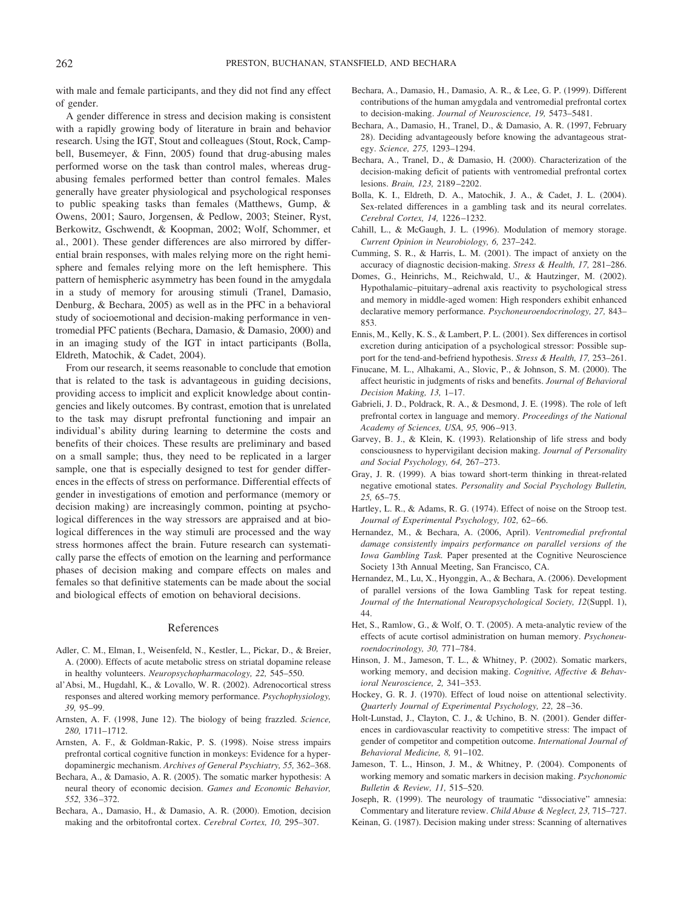with male and female participants, and they did not find any effect of gender.

A gender difference in stress and decision making is consistent with a rapidly growing body of literature in brain and behavior research. Using the IGT, Stout and colleagues (Stout, Rock, Campbell, Busemeyer, & Finn, 2005) found that drug-abusing males performed worse on the task than control males, whereas drug-abusing females performed better than control females. Males generally have greater physiological and psychological responses to public speaking tasks than females (Matthews, Gump, & Owens, 2001; Sauro, Jorgensen, & Pedlow, 2003; Steiner, Ryst, Berkowitz, Gschwendt, & Koopman, 2002; Wolf, Schommer, et al., 2001). These gender differences are also mirrored by differential brain responses, with males relying more on the right hemisphere and females relying more on the left hemisphere. This pattern of hemispheric asymmetry has been found in the amygdala in a study of memory for arousing stimuli (Tranel, Damasio, Denburg, & Bechara, 2005) as well as in the PFC in a behavioral study of socioemotional and decision-making performance in ventromedial PFC patients (Bechara, Damasio, & Damasio, 2000) and in an imaging study of the IGT in intact participants (Bolla, Eldreth, Matochik, & Cadet, 2004).

From our research, it seems reasonable to conclude that emotion that is related to the task is advantageous in guiding decisions, providing access to implicit and explicit knowledge about contingencies and likely outcomes. By contrast, emotion that is unrelated to the task may disrupt prefrontal functioning and impair an individual's ability during learning to determine the costs and benefits of their choices. These results are preliminary and based on a small sample; thus, they need to be replicated in a larger sample, one that is especially designed to test for gender differences in the effects of stress on performance. Differential effects of gender in investigations of emotion and performance (memory or decision making) are increasingly common, pointing at psychological differences in the way stressors are appraised and at biological differences in the way stimuli are processed and the way stress hormones affect the brain. Future research can systematically parse the effects of emotion on the learning and performance phases of decision making and compare effects on males and females so that definitive statements can be made about the social and biological effects of emotion on behavioral decisions.

## References

Adler, C. M., Elman, I., Weisenfeld, N., Kestler, L., Pickar, D., & Breier, A. (2000). Effects of acute metabolic stress on striatal dopamine release in healthy volunteers. *Neuropsychopharmacology, 22,* 545–550.

al'Absi, M., Hugdahl, K., & Lovallo, W. R. (2002). Adrenocortical stress responses and altered working memory performance. *Psychophysiology, 39,* 95–99.

Arnsten, A. F. (1998, June 12). The biology of being frazzled. *Science, 280,* 1711–1712.

Arnsten, A. F., & Goldman-Rakic, P. S. (1998). Noise stress impairs prefrontal cortical cognitive function in monkeys: Evidence for a hyperdopaminergic mechanism. *Archives of General Psychiatry, 55,* 362–368.

Bechara, A., & Damasio, A. R. (2005). The somatic marker hypothesis: A neural theory of economic decision. *Games and Economic Behavior, 552,* 336–372.

Bechara, A., Damasio, H., & Damasio, A. R. (2000). Emotion, decision making and the orbitofrontal cortex. *Cerebral Cortex, 10,* 295–307.

Bechara, A., Damasio, H., Damasio, A. R., & Lee, G. P. (1999). Different contributions of the human amygdala and ventromedial prefrontal cortex to decision-making. *Journal of Neuroscience, 19,* 5473–5481.

Bechara, A., Damasio, H., Tranel, D., & Damasio, A. R. (1997, February 28). Deciding advantageously before knowing the advantageous strategy. *Science, 275,* 1293–1294.

Bechara, A., Tranel, D., & Damasio, H. (2000). Characterization of the decision-making deficit of patients with ventromedial prefrontal cortex lesions. *Brain, 123,* 2189–2202.

Bolla, K. I., Eldreth, D. A., Matochik, J. A., & Cadet, J. L. (2004). Sex-related differences in a gambling task and its neural correlates. *Cerebral Cortex, 14,* 1226–1232.

Cahill, L., & McGaugh, J. L. (1996). Modulation of memory storage. *Current Opinion in Neurobiology, 6,* 237–242.

Cumming, S. R., & Harris, L. M. (2001). The impact of anxiety on the accuracy of diagnostic decision-making. *Stress & Health, 17,* 281–286.

Domes, G., Heinrichs, M., Reichwald, U., & Hautzinger, M. (2002). Hypothalamic–pituitary–adrenal axis reactivity to psychological stress and memory in middle-aged women: High responders exhibit enhanced declarative memory performance. *Psychoneuroendocrinology, 27,* 843–853.

Ennis, M., Kelly, K. S., & Lambert, P. L. (2001). Sex differences in cortisol excretion during anticipation of a psychological stressor: Possible support for the tend-and-befriend hypothesis. *Stress & Health, 17,* 253–261.

Finucane, M. L., Alhakami, A., Slovic, P., & Johnson, S. M. (2000). The affect heuristic in judgments of risks and benefits. *Journal of Behavioral Decision Making, 13,* 1–17.

Gabrieli, J. D., Poldrack, R. A., & Desmond, J. E. (1998). The role of left prefrontal cortex in language and memory. *Proceedings of the National Academy of Sciences, USA, 95,* 906–913.

Garvey, B. J., & Klein, K. (1993). Relationship of life stress and body consciousness to hypervigilant decision making. *Journal of Personality and Social Psychology, 64,* 267–273.

Gray, J. R. (1999). A bias toward short-term thinking in threat-related negative emotional states. *Personality and Social Psychology Bulletin, 25,* 65–75.

Hartley, L. R., & Adams, R. G. (1974). Effect of noise on the Stroop test. *Journal of Experimental Psychology, 102,* 62–66.

Hernandez, M., & Bechara, A. (2006, April). *Ventromedial prefrontal damage consistently impairs performance on parallel versions of the Iowa Gambling Task.* Paper presented at the Cognitive Neuroscience Society 13th Annual Meeting, San Francisco, CA.

Hernandez, M., Lu, X., Hyonggin, A., & Bechara, A. (2006). Development of parallel versions of the Iowa Gambling Task for repeat testing. *Journal of the International Neuropsychological Society, 12*(Suppl. 1), 44.

Het, S., Ramlow, G., & Wolf, O. T. (2005). A meta-analytic review of the effects of acute cortisol administration on human memory. *Psychoneuroendocrinology, 30,* 771–784.

Hinson, J. M., Jameson, T. L., & Whitney, P. (2002). Somatic markers, working memory, and decision making. *Cognitive, Affective & Behavioral Neuroscience, 2,* 341–353.

Hockey, G. R. J. (1970). Effect of loud noise on attentional selectivity. *Quarterly Journal of Experimental Psychology, 22,* 28–36.

Holt-Lunstad, J., Clayton, C. J., & Uchino, B. N. (2001). Gender differences in cardiovascular reactivity to competitive stress: The impact of gender of competitor and competition outcome. *International Journal of Behavioral Medicine, 8,* 91–102.

Jameson, T. L., Hinson, J. M., & Whitney, P. (2004). Components of working memory and somatic markers in decision making. *Psychonomic Bulletin & Review, 11,* 515–520.

Joseph, R. (1999). The neurology of traumatic "dissociative" amnesia: Commentary and literature review. *Child Abuse & Neglect, 23,* 715–727.

Keinan, G. (1987). Decision making under stress: Scanning of alternatives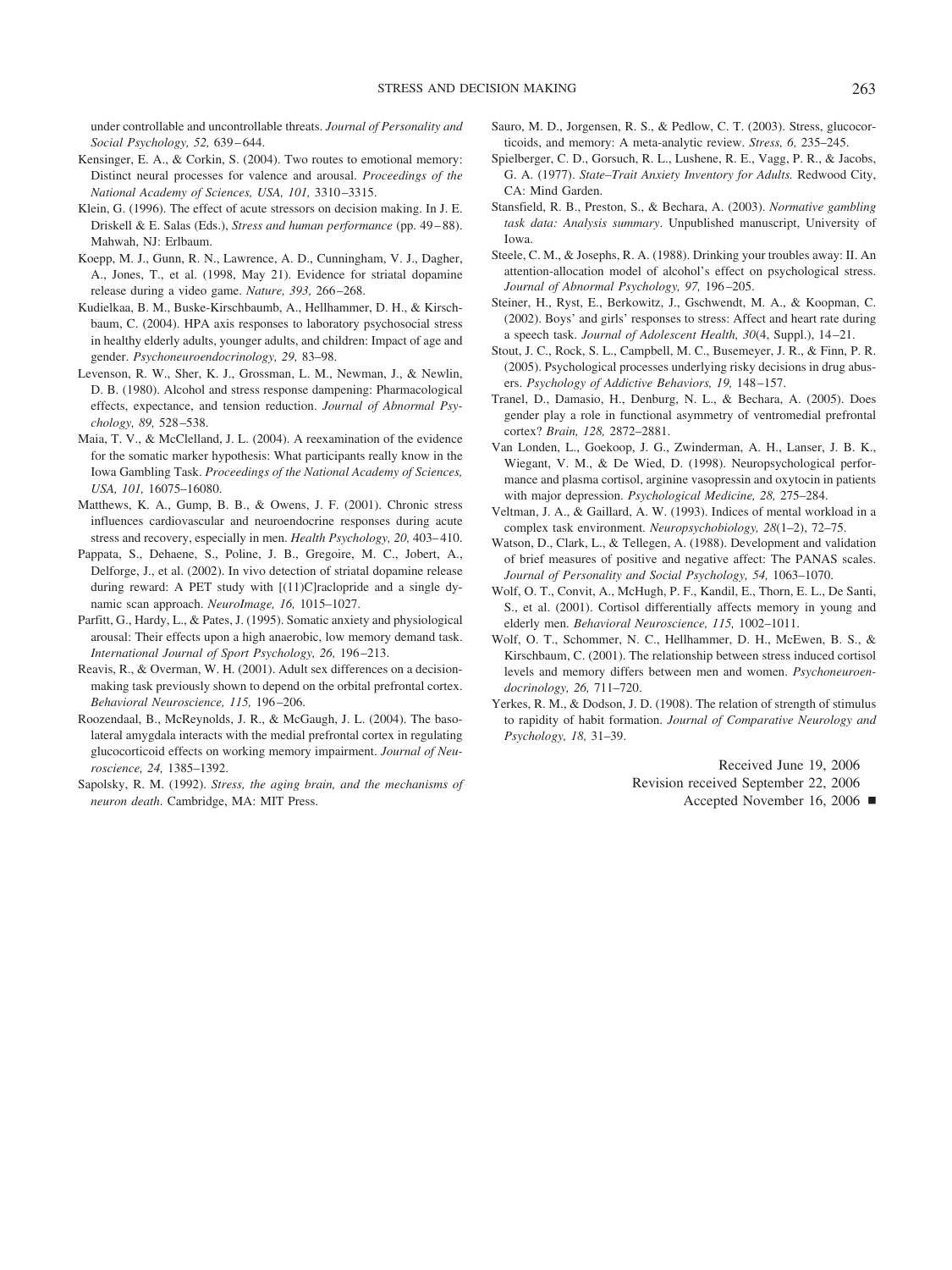under controllable and uncontrollable threats. *Journal of Personality and Social Psychology, 52,* 639–644.

Kensinger, E. A., & Corkin, S. (2004). Two routes to emotional memory: Distinct neural processes for valence and arousal. *Proceedings of the National Academy of Sciences, USA, 101,* 3310–3315.

Klein, G. (1996). The effect of acute stressors on decision making. In J. E. Driskell & E. Salas (Eds.), *Stress and human performance* (pp. 49–88). Mahwah, NJ: Erlbaum.

Koepp, M. J., Gunn, R. N., Lawrence, A. D., Cunningham, V. J., Dagher, A., Jones, T., et al. (1998, May 21). Evidence for striatal dopamine release during a video game. *Nature, 393,* 266–268.

Kudielkaa, B. M., Buske-Kirschbaumb, A., Hellhammer, D. H., & Kirschbaum, C. (2004). HPA axis responses to laboratory psychosocial stress in healthy elderly adults, younger adults, and children: Impact of age and gender. *Psychoneuroendocrinology, 29,* 83–98.

Levenson, R. W., Sher, K. J., Grossman, L. M., Newman, J., & Newlin, D. B. (1980). Alcohol and stress response dampening: Pharmacological effects, expectance, and tension reduction. *Journal of Abnormal Psychology, 89,* 528–538.

Maia, T. V., & McClelland, J. L. (2004). A reexamination of the evidence for the somatic marker hypothesis: What participants really know in the Iowa Gambling Task. *Proceedings of the National Academy of Sciences, USA, 101,* 16075–16080.

Matthews, K. A., Gump, B. B., & Owens, J. F. (2001). Chronic stress influences cardiovascular and neuroendocrine responses during acute stress and recovery, especially in men. *Health Psychology, 20,* 403–410.

Pappata, S., Dehaene, S., Poline, J. B., Gregoire, M. C., Jobert, A., Delforge, J., et al. (2002). In vivo detection of striatal dopamine release during reward: A PET study with [(11)C]raclopride and a single dynamic scan approach. *NeuroImage, 16,* 1015–1027.

Parfitt, G., Hardy, L., & Pates, J. (1995). Somatic anxiety and physiological arousal: Their effects upon a high anaerobic, low memory demand task. *International Journal of Sport Psychology, 26,* 196–213.

Reavis, R., & Overman, W. H. (2001). Adult sex differences on a decision-making task previously shown to depend on the orbital prefrontal cortex. *Behavioral Neuroscience, 115,* 196–206.

Roozendaal, B., McReynolds, J. R., & McGaugh, J. L. (2004). The basolateral amygdala interacts with the medial prefrontal cortex in regulating glucocorticoid effects on working memory impairment. *Journal of Neuroscience, 24,* 1385–1392.

Sapolsky, R. M. (1992). *Stress, the aging brain, and the mechanisms of neuron death*. Cambridge, MA: MIT Press.

Sauro, M. D., Jorgensen, R. S., & Pedlow, C. T. (2003). Stress, glucocorticoids, and memory: A meta-analytic review. *Stress, 6,* 235–245.

Spielberger, C. D., Gorsuch, R. L., Lushene, R. E., Vagg, P. R., & Jacobs, G. A. (1977). *State–Trait Anxiety Inventory for Adults.* Redwood City, CA: Mind Garden.

Stansfield, R. B., Preston, S., & Bechara, A. (2003). *Normative gambling task data: Analysis summary*. Unpublished manuscript, University of Iowa.

Steele, C. M., & Josephs, R. A. (1988). Drinking your troubles away: II. An attention-allocation model of alcohol's effect on psychological stress. *Journal of Abnormal Psychology, 97,* 196–205.

Steiner, H., Ryst, E., Berkowitz, J., Gschwendt, M. A., & Koopman, C. (2002). Boys' and girls' responses to stress: Affect and heart rate during a speech task. *Journal of Adolescent Health, 30*(4, Suppl.), 14–21.

Stout, J. C., Rock, S. L., Campbell, M. C., Busemeyer, J. R., & Finn, P. R. (2005). Psychological processes underlying risky decisions in drug abusers. *Psychology of Addictive Behaviors, 19,* 148–157.

Tranel, D., Damasio, H., Denburg, N. L., & Bechara, A. (2005). Does gender play a role in functional asymmetry of ventromedial prefrontal cortex? *Brain, 128,* 2872–2881.

Van Londen, L., Goekoop, J. G., Zwinderman, A. H., Lanser, J. B. K., Wiegant, V. M., & De Wied, D. (1998). Neuropsychological performance and plasma cortisol, arginine vasopressin and oxytocin in patients with major depression. *Psychological Medicine, 28,* 275–284.

Veltman, J. A., & Gaillard, A. W. (1993). Indices of mental workload in a complex task environment. *Neuropsychobiology, 28*(1–2), 72–75.

Watson, D., Clark, L., & Tellegen, A. (1988). Development and validation of brief measures of positive and negative affect: The PANAS scales. *Journal of Personality and Social Psychology, 54,* 1063–1070.

Wolf, O. T., Convit, A., McHugh, P. F., Kandil, E., Thorn, E. L., De Santi, S., et al. (2001). Cortisol differentially affects memory in young and elderly men. *Behavioral Neuroscience, 115,* 1002–1011.

Wolf, O. T., Schommer, N. C., Hellhammer, D. H., McEwen, B. S., & Kirschbaum, C. (2001). The relationship between stress induced cortisol levels and memory differs between men and women. *Psychoneuroendocrinology, 26,* 711–720.

Yerkes, R. M., & Dodson, J. D. (1908). The relation of strength of stimulus to rapidity of habit formation. *Journal of Comparative Neurology and Psychology, 18,* 31–39.

Received June 19, 2006
Revision received September 22, 2006
Accepted November 16, 2006 ■